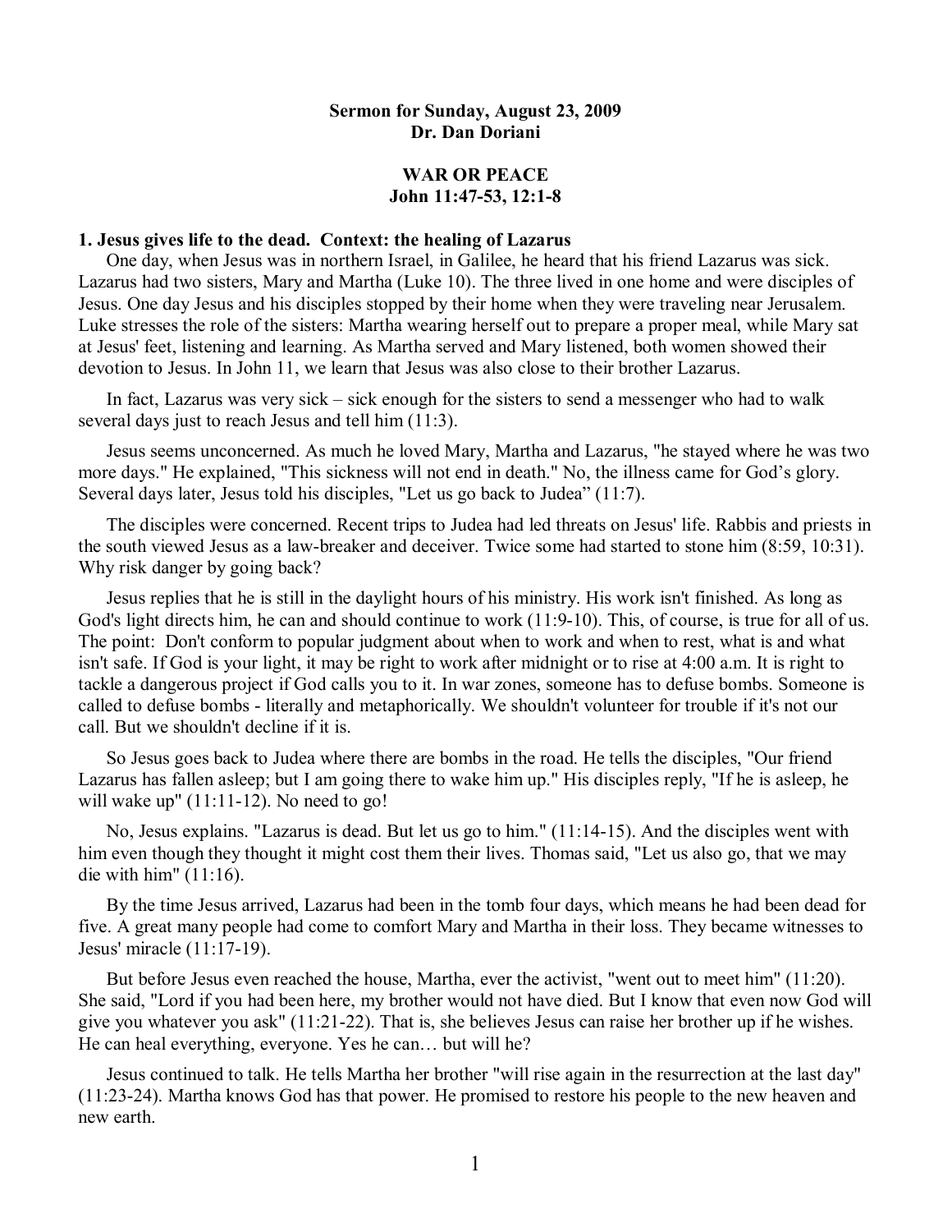**Sermon for Sunday, August 23, 2009**
**Dr. Dan Doriani**

# WAR OR PEACE
**John 11:47-53, 12:1-8**

## 1. Jesus gives life to the dead. Context: the healing of Lazarus

One day, when Jesus was in northern Israel, in Galilee, he heard that his friend Lazarus was sick. Lazarus had two sisters, Mary and Martha (Luke 10). The three lived in one home and were disciples of Jesus. One day Jesus and his disciples stopped by their home when they were traveling near Jerusalem. Luke stresses the role of the sisters: Martha wearing herself out to prepare a proper meal, while Mary sat at Jesus' feet, listening and learning. As Martha served and Mary listened, both women showed their devotion to Jesus. In John 11, we learn that Jesus was also close to their brother Lazarus.

In fact, Lazarus was very sick – sick enough for the sisters to send a messenger who had to walk several days just to reach Jesus and tell him (11:3).

Jesus seems unconcerned. As much he loved Mary, Martha and Lazarus, "he stayed where he was two more days." He explained, "This sickness will not end in death." No, the illness came for God's glory. Several days later, Jesus told his disciples, "Let us go back to Judea" (11:7).

The disciples were concerned. Recent trips to Judea had led threats on Jesus' life. Rabbis and priests in the south viewed Jesus as a law-breaker and deceiver. Twice some had started to stone him (8:59, 10:31). Why risk danger by going back?

Jesus replies that he is still in the daylight hours of his ministry. His work isn't finished. As long as God's light directs him, he can and should continue to work (11:9-10). This, of course, is true for all of us. The point: Don't conform to popular judgment about when to work and when to rest, what is and what isn't safe. If God is your light, it may be right to work after midnight or to rise at 4:00 a.m. It is right to tackle a dangerous project if God calls you to it. In war zones, someone has to defuse bombs. Someone is called to defuse bombs - literally and metaphorically. We shouldn't volunteer for trouble if it's not our call. But we shouldn't decline if it is.

So Jesus goes back to Judea where there are bombs in the road. He tells the disciples, "Our friend Lazarus has fallen asleep; but I am going there to wake him up." His disciples reply, "If he is asleep, he will wake up" (11:11-12). No need to go!

No, Jesus explains. "Lazarus is dead. But let us go to him." (11:14-15). And the disciples went with him even though they thought it might cost them their lives. Thomas said, "Let us also go, that we may die with him" (11:16).

By the time Jesus arrived, Lazarus had been in the tomb four days, which means he had been dead for five. A great many people had come to comfort Mary and Martha in their loss. They became witnesses to Jesus' miracle (11:17-19).

But before Jesus even reached the house, Martha, ever the activist, "went out to meet him" (11:20). She said, "Lord if you had been here, my brother would not have died. But I know that even now God will give you whatever you ask" (11:21-22). That is, she believes Jesus can raise her brother up if he wishes. He can heal everything, everyone. Yes he can… but will he?

Jesus continued to talk. He tells Martha her brother "will rise again in the resurrection at the last day" (11:23-24). Martha knows God has that power. He promised to restore his people to the new heaven and new earth.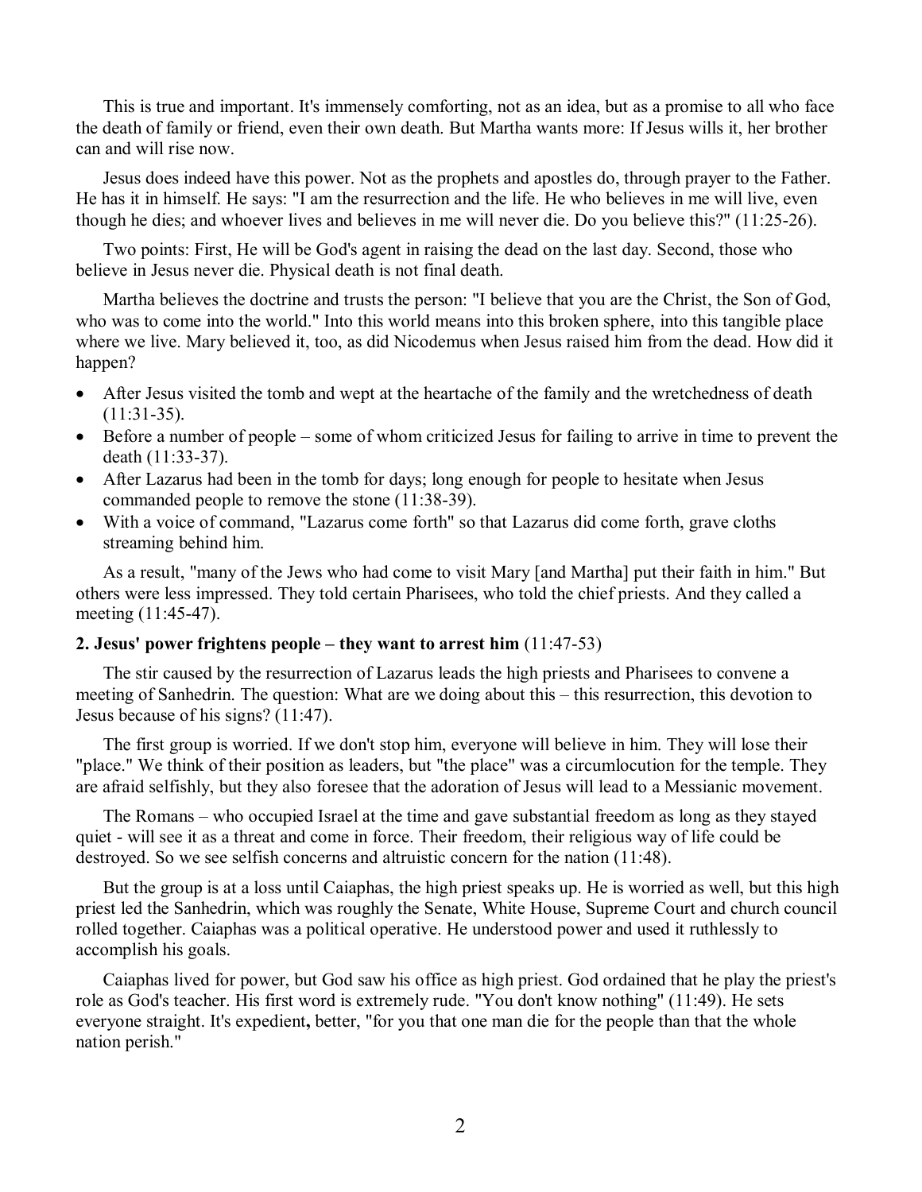This is true and important. It's immensely comforting, not as an idea, but as a promise to all who face the death of family or friend, even their own death. But Martha wants more: If Jesus wills it, her brother can and will rise now.

Jesus does indeed have this power. Not as the prophets and apostles do, through prayer to the Father. He has it in himself. He says: "I am the resurrection and the life. He who believes in me will live, even though he dies; and whoever lives and believes in me will never die. Do you believe this?" (11:25-26).

Two points: First, He will be God's agent in raising the dead on the last day. Second, those who believe in Jesus never die. Physical death is not final death.

Martha believes the doctrine and trusts the person: "I believe that you are the Christ, the Son of God, who was to come into the world." Into this world means into this broken sphere, into this tangible place where we live. Mary believed it, too, as did Nicodemus when Jesus raised him from the dead. How did it happen?

- After Jesus visited the tomb and wept at the heartache of the family and the wretchedness of death (11:31-35).
- Before a number of people – some of whom criticized Jesus for failing to arrive in time to prevent the death (11:33-37).
- After Lazarus had been in the tomb for days; long enough for people to hesitate when Jesus commanded people to remove the stone (11:38-39).
- With a voice of command, "Lazarus come forth" so that Lazarus did come forth, grave cloths streaming behind him.

As a result, "many of the Jews who had come to visit Mary [and Martha] put their faith in him." But others were less impressed. They told certain Pharisees, who told the chief priests. And they called a meeting (11:45-47).

**2. Jesus' power frightens people – they want to arrest him** (11:47-53)

The stir caused by the resurrection of Lazarus leads the high priests and Pharisees to convene a meeting of Sanhedrin. The question: What are we doing about this – this resurrection, this devotion to Jesus because of his signs? (11:47).

The first group is worried. If we don't stop him, everyone will believe in him. They will lose their "place." We think of their position as leaders, but "the place" was a circumlocution for the temple. They are afraid selfishly, but they also foresee that the adoration of Jesus will lead to a Messianic movement.

The Romans – who occupied Israel at the time and gave substantial freedom as long as they stayed quiet - will see it as a threat and come in force. Their freedom, their religious way of life could be destroyed. So we see selfish concerns and altruistic concern for the nation (11:48).

But the group is at a loss until Caiaphas, the high priest speaks up. He is worried as well, but this high priest led the Sanhedrin, which was roughly the Senate, White House, Supreme Court and church council rolled together. Caiaphas was a political operative. He understood power and used it ruthlessly to accomplish his goals.

Caiaphas lived for power, but God saw his office as high priest. God ordained that he play the priest's role as God's teacher. His first word is extremely rude. "You don't know nothing" (11:49). He sets everyone straight. It's expedient**,** better, "for you that one man die for the people than that the whole nation perish."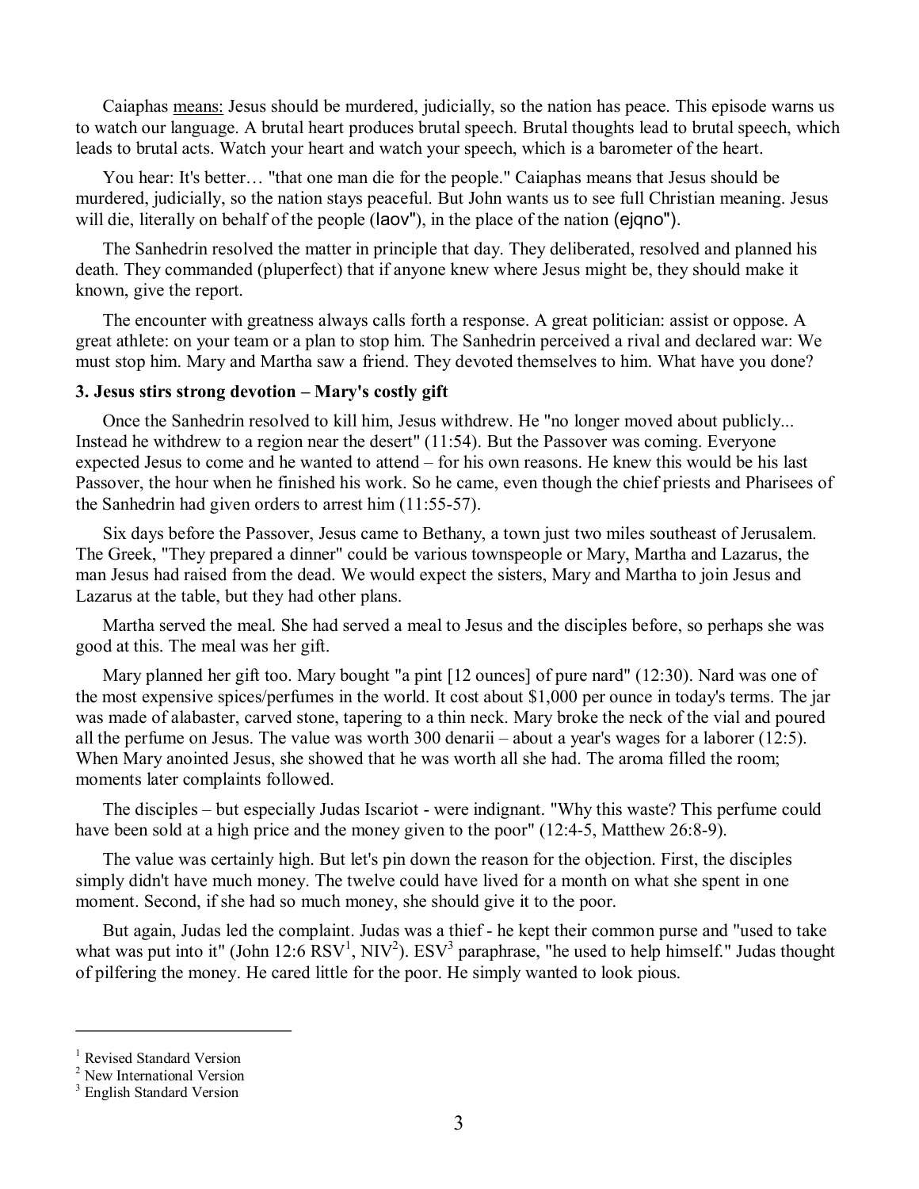Caiaphas <u>means:</u> Jesus should be murdered, judicially, so the nation has peace. This episode warns us to watch our language. A brutal heart produces brutal speech. Brutal thoughts lead to brutal speech, which leads to brutal acts. Watch your heart and watch your speech, which is a barometer of the heart.

You hear: It's better… "that one man die for the people." Caiaphas means that Jesus should be murdered, judicially, so the nation stays peaceful. But John wants us to see full Christian meaning. Jesus will die, literally on behalf of the people (laov"), in the place of the nation (ejqno").

The Sanhedrin resolved the matter in principle that day. They deliberated, resolved and planned his death. They commanded (pluperfect) that if anyone knew where Jesus might be, they should make it known, give the report.

The encounter with greatness always calls forth a response. A great politician: assist or oppose. A great athlete: on your team or a plan to stop him. The Sanhedrin perceived a rival and declared war: We must stop him. Mary and Martha saw a friend. They devoted themselves to him. What have you done?

### 3. Jesus stirs strong devotion – Mary's costly gift

Once the Sanhedrin resolved to kill him, Jesus withdrew. He "no longer moved about publicly... Instead he withdrew to a region near the desert" (11:54). But the Passover was coming. Everyone expected Jesus to come and he wanted to attend – for his own reasons. He knew this would be his last Passover, the hour when he finished his work. So he came, even though the chief priests and Pharisees of the Sanhedrin had given orders to arrest him (11:55-57).

Six days before the Passover, Jesus came to Bethany, a town just two miles southeast of Jerusalem. The Greek, "They prepared a dinner" could be various townspeople or Mary, Martha and Lazarus, the man Jesus had raised from the dead. We would expect the sisters, Mary and Martha to join Jesus and Lazarus at the table, but they had other plans.

Martha served the meal. She had served a meal to Jesus and the disciples before, so perhaps she was good at this. The meal was her gift.

Mary planned her gift too. Mary bought "a pint [12 ounces] of pure nard" (12:30). Nard was one of the most expensive spices/perfumes in the world. It cost about $1,000 per ounce in today's terms. The jar was made of alabaster, carved stone, tapering to a thin neck. Mary broke the neck of the vial and poured all the perfume on Jesus. The value was worth 300 denarii – about a year's wages for a laborer (12:5). When Mary anointed Jesus, she showed that he was worth all she had. The aroma filled the room; moments later complaints followed.

The disciples – but especially Judas Iscariot - were indignant. "Why this waste? This perfume could have been sold at a high price and the money given to the poor" (12:4-5, Matthew 26:8-9).

The value was certainly high. But let's pin down the reason for the objection. First, the disciples simply didn't have much money. The twelve could have lived for a month on what she spent in one moment. Second, if she had so much money, she should give it to the poor.

But again, Judas led the complaint. Judas was a thief - he kept their common purse and "used to take what was put into it" (John 12:6 RSV[1], NIV[2]). ESV[3] paraphrase, "he used to help himself." Judas thought of pilfering the money. He cared little for the poor. He simply wanted to look pious.

---

[1] Revised Standard Version
[2] New International Version
[3] English Standard Version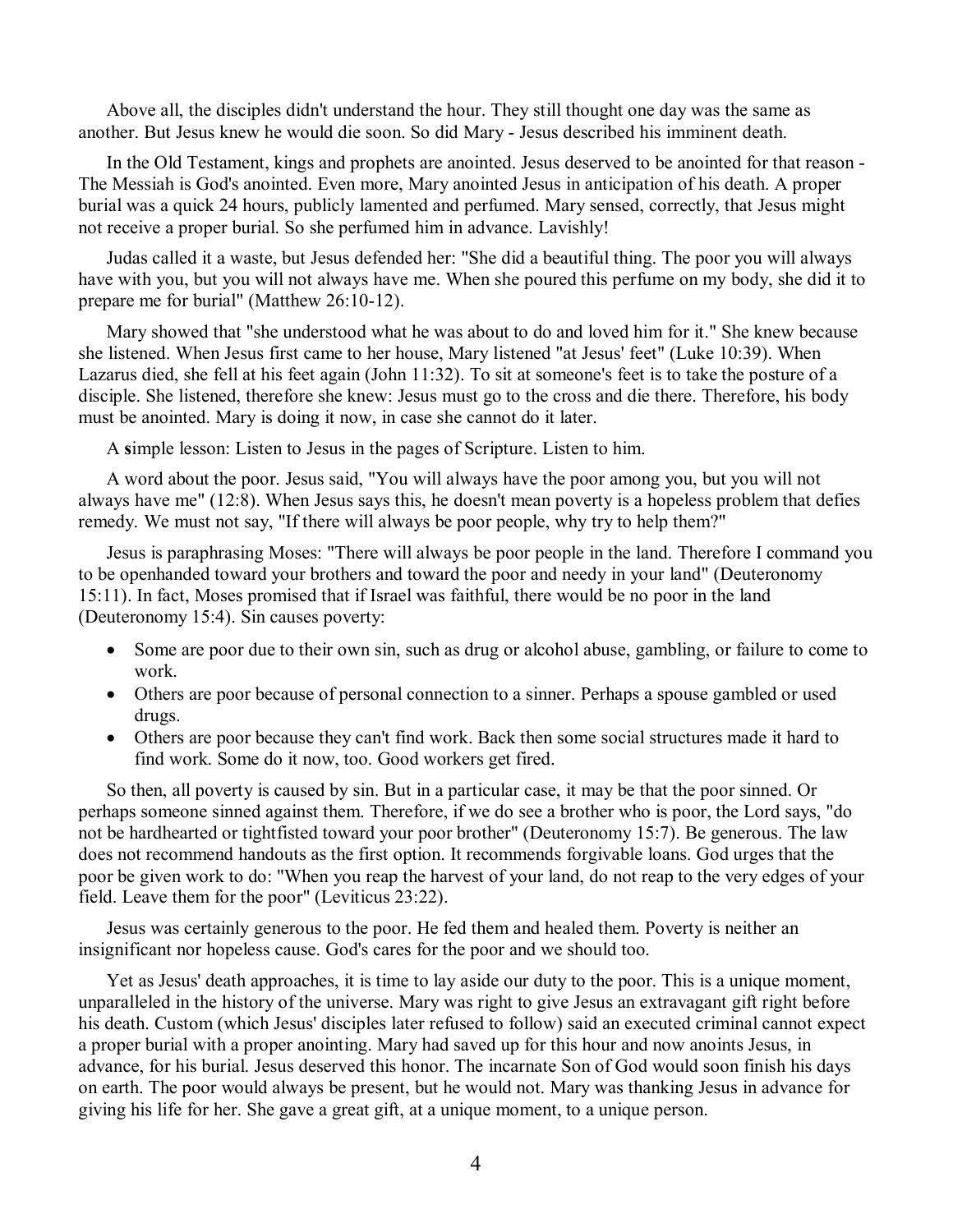Above all, the disciples didn't understand the hour. They still thought one day was the same as another. But Jesus knew he would die soon. So did Mary - Jesus described his imminent death.

In the Old Testament, kings and prophets are anointed. Jesus deserved to be anointed for that reason - The Messiah is God's anointed. Even more, Mary anointed Jesus in anticipation of his death. A proper burial was a quick 24 hours, publicly lamented and perfumed. Mary sensed, correctly, that Jesus might not receive a proper burial. So she perfumed him in advance. Lavishly!

Judas called it a waste, but Jesus defended her: "She did a beautiful thing. The poor you will always have with you, but you will not always have me. When she poured this perfume on my body, she did it to prepare me for burial" (Matthew 26:10-12).

Mary showed that "she understood what he was about to do and loved him for it." She knew because she listened. When Jesus first came to her house, Mary listened "at Jesus' feet" (Luke 10:39). When Lazarus died, she fell at his feet again (John 11:32). To sit at someone's feet is to take the posture of a disciple. She listened, therefore she knew: Jesus must go to the cross and die there. Therefore, his body must be anointed. Mary is doing it now, in case she cannot do it later.

A simple lesson: Listen to Jesus in the pages of Scripture. Listen to him.

A word about the poor. Jesus said, "You will always have the poor among you, but you will not always have me" (12:8). When Jesus says this, he doesn't mean poverty is a hopeless problem that defies remedy. We must not say, "If there will always be poor people, why try to help them?"

Jesus is paraphrasing Moses: "There will always be poor people in the land. Therefore I command you to be openhanded toward your brothers and toward the poor and needy in your land" (Deuteronomy 15:11). In fact, Moses promised that if Israel was faithful, there would be no poor in the land (Deuteronomy 15:4). Sin causes poverty:

- Some are poor due to their own sin, such as drug or alcohol abuse, gambling, or failure to come to work.
- Others are poor because of personal connection to a sinner. Perhaps a spouse gambled or used drugs.
- Others are poor because they can't find work. Back then some social structures made it hard to find work. Some do it now, too. Good workers get fired.

So then, all poverty is caused by sin. But in a particular case, it may be that the poor sinned. Or perhaps someone sinned against them. Therefore, if we do see a brother who is poor, the Lord says, "do not be hardhearted or tightfisted toward your poor brother" (Deuteronomy 15:7). Be generous. The law does not recommend handouts as the first option. It recommends forgivable loans. God urges that the poor be given work to do: "When you reap the harvest of your land, do not reap to the very edges of your field. Leave them for the poor" (Leviticus 23:22).

Jesus was certainly generous to the poor. He fed them and healed them. Poverty is neither an insignificant nor hopeless cause. God's cares for the poor and we should too.

Yet as Jesus' death approaches, it is time to lay aside our duty to the poor. This is a unique moment, unparalleled in the history of the universe. Mary was right to give Jesus an extravagant gift right before his death. Custom (which Jesus' disciples later refused to follow) said an executed criminal cannot expect a proper burial with a proper anointing. Mary had saved up for this hour and now anoints Jesus, in advance, for his burial. Jesus deserved this honor. The incarnate Son of God would soon finish his days on earth. The poor would always be present, but he would not. Mary was thanking Jesus in advance for giving his life for her. She gave a great gift, at a unique moment, to a unique person.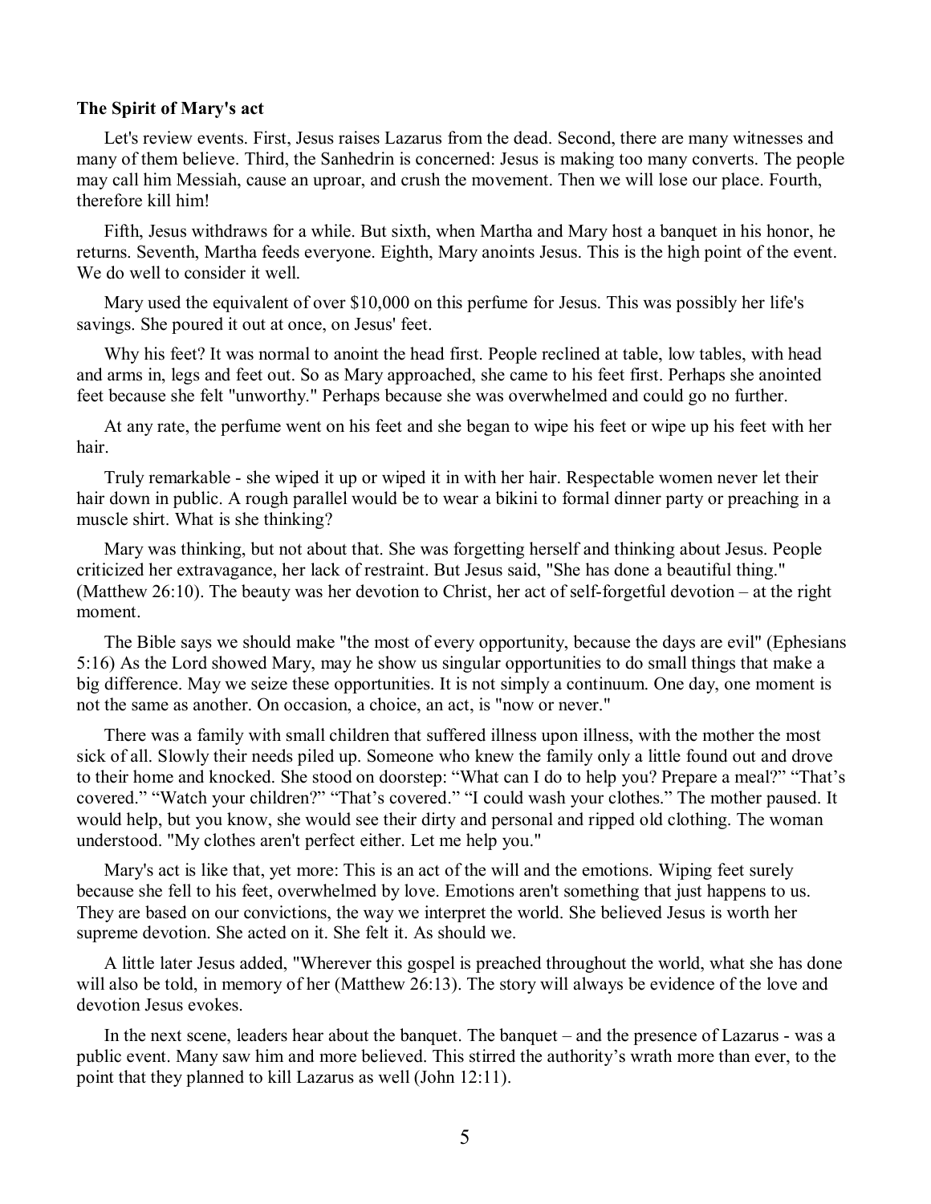**The Spirit of Mary's act**

Let's review events. First, Jesus raises Lazarus from the dead. Second, there are many witnesses and many of them believe. Third, the Sanhedrin is concerned: Jesus is making too many converts. The people may call him Messiah, cause an uproar, and crush the movement. Then we will lose our place. Fourth, therefore kill him!

Fifth, Jesus withdraws for a while. But sixth, when Martha and Mary host a banquet in his honor, he returns. Seventh, Martha feeds everyone. Eighth, Mary anoints Jesus. This is the high point of the event. We do well to consider it well.

Mary used the equivalent of over $10,000 on this perfume for Jesus. This was possibly her life's savings. She poured it out at once, on Jesus' feet.

Why his feet? It was normal to anoint the head first. People reclined at table, low tables, with head and arms in, legs and feet out. So as Mary approached, she came to his feet first. Perhaps she anointed feet because she felt "unworthy." Perhaps because she was overwhelmed and could go no further.

At any rate, the perfume went on his feet and she began to wipe his feet or wipe up his feet with her hair.

Truly remarkable - she wiped it up or wiped it in with her hair. Respectable women never let their hair down in public. A rough parallel would be to wear a bikini to formal dinner party or preaching in a muscle shirt. What is she thinking?

Mary was thinking, but not about that. She was forgetting herself and thinking about Jesus. People criticized her extravagance, her lack of restraint. But Jesus said, "She has done a beautiful thing." (Matthew 26:10). The beauty was her devotion to Christ, her act of self-forgetful devotion – at the right moment.

The Bible says we should make "the most of every opportunity, because the days are evil" (Ephesians 5:16) As the Lord showed Mary, may he show us singular opportunities to do small things that make a big difference. May we seize these opportunities. It is not simply a continuum. One day, one moment is not the same as another. On occasion, a choice, an act, is "now or never."

There was a family with small children that suffered illness upon illness, with the mother the most sick of all. Slowly their needs piled up. Someone who knew the family only a little found out and drove to their home and knocked. She stood on doorstep: "What can I do to help you? Prepare a meal?" "That's covered." "Watch your children?" "That's covered." "I could wash your clothes." The mother paused. It would help, but you know, she would see their dirty and personal and ripped old clothing. The woman understood. "My clothes aren't perfect either. Let me help you."

Mary's act is like that, yet more: This is an act of the will and the emotions. Wiping feet surely because she fell to his feet, overwhelmed by love. Emotions aren't something that just happens to us. They are based on our convictions, the way we interpret the world. She believed Jesus is worth her supreme devotion. She acted on it. She felt it. As should we.

A little later Jesus added, "Wherever this gospel is preached throughout the world, what she has done will also be told, in memory of her (Matthew 26:13). The story will always be evidence of the love and devotion Jesus evokes.

In the next scene, leaders hear about the banquet. The banquet – and the presence of Lazarus - was a public event. Many saw him and more believed. This stirred the authority's wrath more than ever, to the point that they planned to kill Lazarus as well (John 12:11).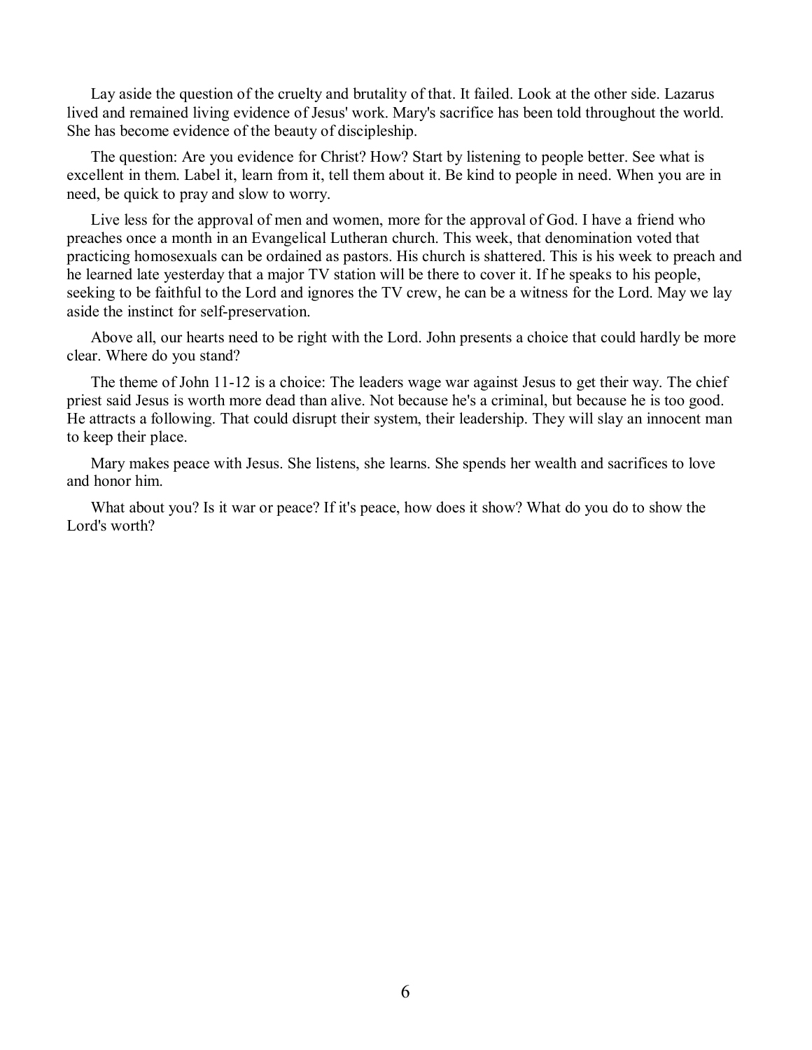Lay aside the question of the cruelty and brutality of that. It failed. Look at the other side. Lazarus lived and remained living evidence of Jesus' work. Mary's sacrifice has been told throughout the world. She has become evidence of the beauty of discipleship.

The question: Are you evidence for Christ? How? Start by listening to people better. See what is excellent in them. Label it, learn from it, tell them about it. Be kind to people in need. When you are in need, be quick to pray and slow to worry.

Live less for the approval of men and women, more for the approval of God. I have a friend who preaches once a month in an Evangelical Lutheran church. This week, that denomination voted that practicing homosexuals can be ordained as pastors. His church is shattered. This is his week to preach and he learned late yesterday that a major TV station will be there to cover it. If he speaks to his people, seeking to be faithful to the Lord and ignores the TV crew, he can be a witness for the Lord. May we lay aside the instinct for self-preservation.

Above all, our hearts need to be right with the Lord. John presents a choice that could hardly be more clear. Where do you stand?

The theme of John 11-12 is a choice: The leaders wage war against Jesus to get their way. The chief priest said Jesus is worth more dead than alive. Not because he's a criminal, but because he is too good. He attracts a following. That could disrupt their system, their leadership. They will slay an innocent man to keep their place.

Mary makes peace with Jesus. She listens, she learns. She spends her wealth and sacrifices to love and honor him.

What about you? Is it war or peace? If it's peace, how does it show? What do you do to show the Lord's worth?